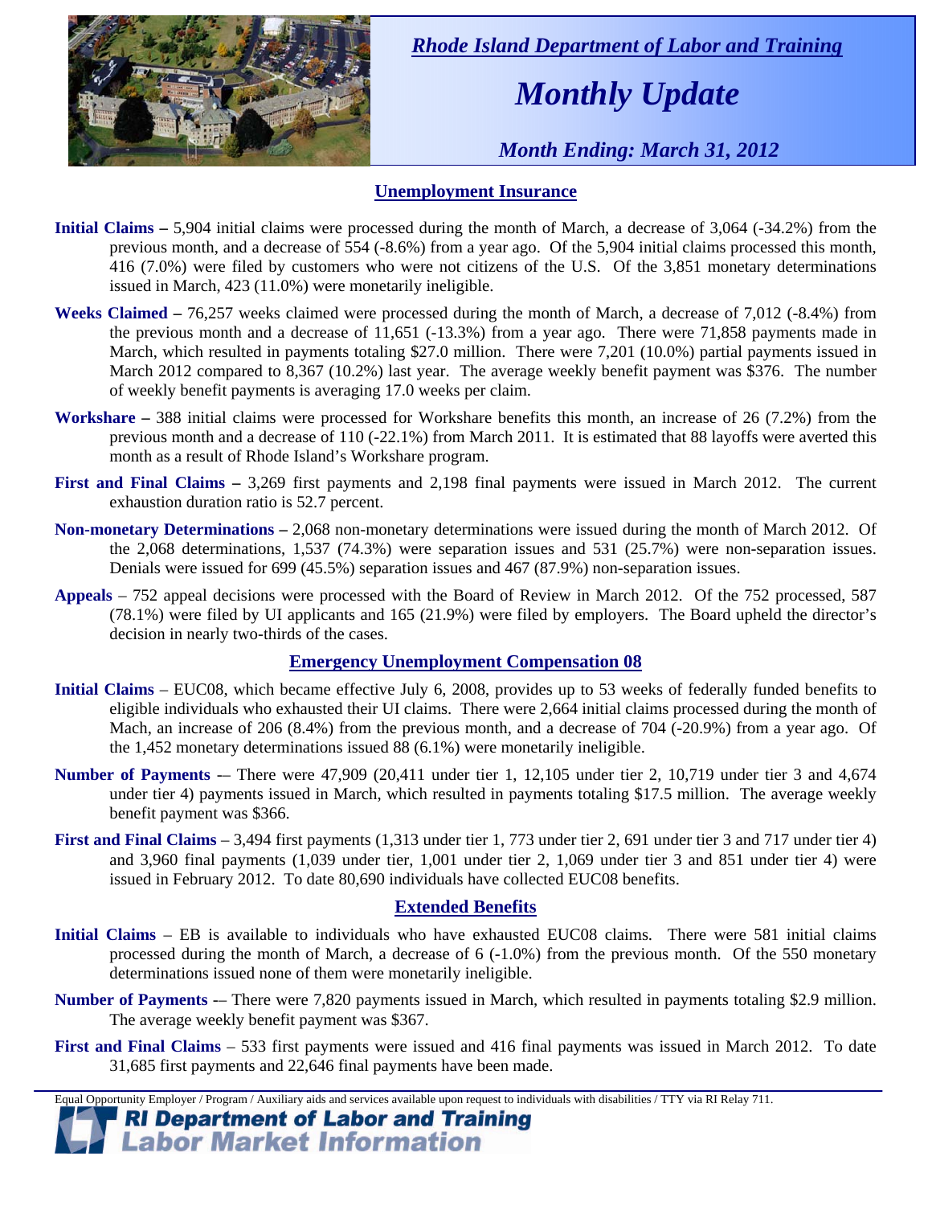*Rhode Island Department of Labor and Training*

# *Monthly Update*

*Month Ending: March 31, 2012*

## Unemployment Insurance

**Initial Claims –** 5,904 initial claims were processed during the month of March, a decrease of 3,064 (-34.2%) from the previous month, and a decrease of 554 (-8.6%) from a year ago. Of the 5,904 initial claims processed this month, 416 (7.0%) were filed by customers who were not citizens of the U.S. Of the 3,851 monetary determinations issued in March, 423 (11.0%) were monetarily ineligible.

**Weeks Claimed –** 76,257 weeks claimed were processed during the month of March, a decrease of 7,012 (-8.4%) from the previous month and a decrease of 11,651 (-13.3%) from a year ago. There were 71,858 payments made in March, which resulted in payments totaling $27.0 million. There were 7,201 (10.0%) partial payments issued in March 2012 compared to 8,367 (10.2%) last year. The average weekly benefit payment was $376. The number of weekly benefit payments is averaging 17.0 weeks per claim.

**Workshare –** 388 initial claims were processed for Workshare benefits this month, an increase of 26 (7.2%) from the previous month and a decrease of 110 (-22.1%) from March 2011. It is estimated that 88 layoffs were averted this month as a result of Rhode Island's Workshare program.

**First and Final Claims –** 3,269 first payments and 2,198 final payments were issued in March 2012. The current exhaustion duration ratio is 52.7 percent.

**Non-monetary Determinations –** 2,068 non-monetary determinations were issued during the month of March 2012. Of the 2,068 determinations, 1,537 (74.3%) were separation issues and 531 (25.7%) were non-separation issues. Denials were issued for 699 (45.5%) separation issues and 467 (87.9%) non-separation issues.

**Appeals** – 752 appeal decisions were processed with the Board of Review in March 2012. Of the 752 processed, 587 (78.1%) were filed by UI applicants and 165 (21.9%) were filed by employers. The Board upheld the director's decision in nearly two-thirds of the cases.

## Emergency Unemployment Compensation 08

**Initial Claims** – EUC08, which became effective July 6, 2008, provides up to 53 weeks of federally funded benefits to eligible individuals who exhausted their UI claims. There were 2,664 initial claims processed during the month of Mach, an increase of 206 (8.4%) from the previous month, and a decrease of 704 (-20.9%) from a year ago. Of the 1,452 monetary determinations issued 88 (6.1%) were monetarily ineligible.

**Number of Payments** -– There were 47,909 (20,411 under tier 1, 12,105 under tier 2, 10,719 under tier 3 and 4,674 under tier 4) payments issued in March, which resulted in payments totaling $17.5 million. The average weekly benefit payment was $366.

**First and Final Claims** – 3,494 first payments (1,313 under tier 1, 773 under tier 2, 691 under tier 3 and 717 under tier 4) and 3,960 final payments (1,039 under tier, 1,001 under tier 2, 1,069 under tier 3 and 851 under tier 4) were issued in February 2012. To date 80,690 individuals have collected EUC08 benefits.

## Extended Benefits

**Initial Claims** – EB is available to individuals who have exhausted EUC08 claims. There were 581 initial claims processed during the month of March, a decrease of 6 (-1.0%) from the previous month. Of the 550 monetary determinations issued none of them were monetarily ineligible.

**Number of Payments** -– There were 7,820 payments issued in March, which resulted in payments totaling $2.9 million. The average weekly benefit payment was $367.

**First and Final Claims** – 533 first payments were issued and 416 final payments was issued in March 2012. To date 31,685 first payments and 22,646 final payments have been made.

Equal Opportunity Employer / Program / Auxiliary aids and services available upon request to individuals with disabilities / TTY via RI Relay 711.

**RI Department of Labor and Training**
**Labor Market Information**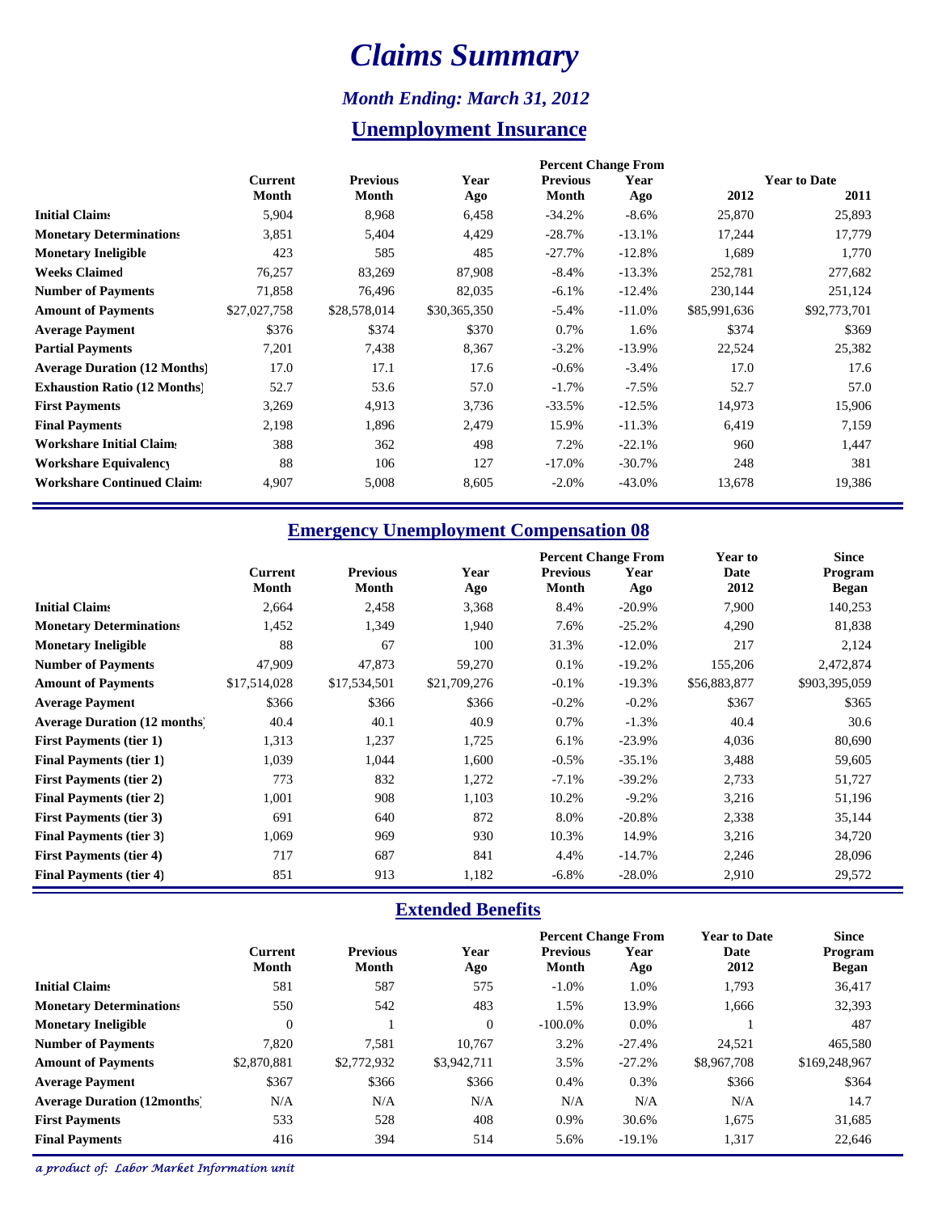# *Claims Summary*

### *Month Ending: March 31, 2012*

## Unemployment Insurance

| | Current Month | Previous Month | Year Ago | Percent Change From Previous Month | Percent Change From Year Ago | Year to Date 2012 | Year to Date 2011 |
|---|---|---|---|---|---|---|---|
| **Initial Claims** | 5,904 | 8,968 | 6,458 | -34.2% | -8.6% | 25,870 | 25,893 |
| **Monetary Determinations** | 3,851 | 5,404 | 4,429 | -28.7% | -13.1% | 17,244 | 17,779 |
| **Monetary Ineligible** | 423 | 585 | 485 | -27.7% | -12.8% | 1,689 | 1,770 |
| **Weeks Claimed** | 76,257 | 83,269 | 87,908 | -8.4% | -13.3% | 252,781 | 277,682 |
| **Number of Payments** | 71,858 | 76,496 | 82,035 | -6.1% | -12.4% | 230,144 | 251,124 |
| **Amount of Payments** | $27,027,758 | $28,578,014 | $30,365,350 | -5.4% | -11.0% | $85,991,636 | $92,773,701 |
| **Average Payment** | $376 | $374 | $370 | 0.7% | 1.6% | $374 | $369 |
| **Partial Payments** | 7,201 | 7,438 | 8,367 | -3.2% | -13.9% | 22,524 | 25,382 |
| **Average Duration (12 Months)** | 17.0 | 17.1 | 17.6 | -0.6% | -3.4% | 17.0 | 17.6 |
| **Exhaustion Ratio (12 Months)** | 52.7 | 53.6 | 57.0 | -1.7% | -7.5% | 52.7 | 57.0 |
| **First Payments** | 3,269 | 4,913 | 3,736 | -33.5% | -12.5% | 14,973 | 15,906 |
| **Final Payments** | 2,198 | 1,896 | 2,479 | 15.9% | -11.3% | 6,419 | 7,159 |
| **Workshare Initial Claims** | 388 | 362 | 498 | 7.2% | -22.1% | 960 | 1,447 |
| **Workshare Equivalency** | 88 | 106 | 127 | -17.0% | -30.7% | 248 | 381 |
| **Workshare Continued Claims** | 4,907 | 5,008 | 8,605 | -2.0% | -43.0% | 13,678 | 19,386 |

## Emergency Unemployment Compensation 08

| | Current Month | Previous Month | Year Ago | Percent Change From Previous Month | Percent Change From Year Ago | Year to Date 2012 | Since Program Began |
|---|---|---|---|---|---|---|---|
| **Initial Claims** | 2,664 | 2,458 | 3,368 | 8.4% | -20.9% | 7,900 | 140,253 |
| **Monetary Determinations** | 1,452 | 1,349 | 1,940 | 7.6% | -25.2% | 4,290 | 81,838 |
| **Monetary Ineligible** | 88 | 67 | 100 | 31.3% | -12.0% | 217 | 2,124 |
| **Number of Payments** | 47,909 | 47,873 | 59,270 | 0.1% | -19.2% | 155,206 | 2,472,874 |
| **Amount of Payments** | $17,514,028 | $17,534,501 | $21,709,276 | -0.1% | -19.3% | $56,883,877 | $903,395,059 |
| **Average Payment** | $366 | $366 | $366 | -0.2% | -0.2% | $367 | $365 |
| **Average Duration (12 months)** | 40.4 | 40.1 | 40.9 | 0.7% | -1.3% | 40.4 | 30.6 |
| **First Payments (tier 1)** | 1,313 | 1,237 | 1,725 | 6.1% | -23.9% | 4,036 | 80,690 |
| **Final Payments (tier 1)** | 1,039 | 1,044 | 1,600 | -0.5% | -35.1% | 3,488 | 59,605 |
| **First Payments (tier 2)** | 773 | 832 | 1,272 | -7.1% | -39.2% | 2,733 | 51,727 |
| **Final Payments (tier 2)** | 1,001 | 908 | 1,103 | 10.2% | -9.2% | 3,216 | 51,196 |
| **First Payments (tier 3)** | 691 | 640 | 872 | 8.0% | -20.8% | 2,338 | 35,144 |
| **Final Payments (tier 3)** | 1,069 | 969 | 930 | 10.3% | 14.9% | 3,216 | 34,720 |
| **First Payments (tier 4)** | 717 | 687 | 841 | 4.4% | -14.7% | 2,246 | 28,096 |
| **Final Payments (tier 4)** | 851 | 913 | 1,182 | -6.8% | -28.0% | 2,910 | 29,572 |

## Extended Benefits

| | Current Month | Previous Month | Year Ago | Percent Change From Previous Month | Percent Change From Year Ago | Year to Date 2012 | Since Program Began |
|---|---|---|---|---|---|---|---|
| **Initial Claims** | 581 | 587 | 575 | -1.0% | 1.0% | 1,793 | 36,417 |
| **Monetary Determinations** | 550 | 542 | 483 | 1.5% | 13.9% | 1,666 | 32,393 |
| **Monetary Ineligible** | 0 | 1 | 0 | -100.0% | 0.0% | 1 | 487 |
| **Number of Payments** | 7,820 | 7,581 | 10,767 | 3.2% | -27.4% | 24,521 | 465,580 |
| **Amount of Payments** | $2,870,881 | $2,772,932 | $3,942,711 | 3.5% | -27.2% | $8,967,708 | $169,248,967 |
| **Average Payment** | $367 | $366 | $366 | 0.4% | 0.3% | $366 | $364 |
| **Average Duration (12months)** | N/A | N/A | N/A | N/A | N/A | N/A | 14.7 |
| **First Payments** | 533 | 528 | 408 | 0.9% | 30.6% | 1,675 | 31,685 |
| **Final Payments** | 416 | 394 | 514 | 5.6% | -19.1% | 1,317 | 22,646 |

*a product of: Labor Market Information unit*